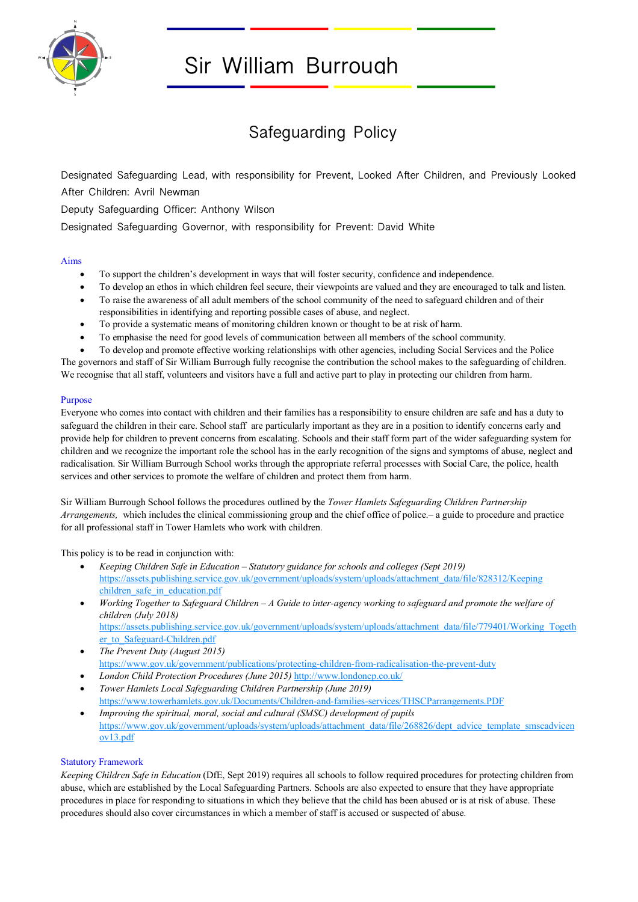# Sir William Burrough

## Safeguarding Policy

Designated Safeguarding Lead, with responsibility for Prevent, Looked After Children, and Previously Looked After Children: Avril Newman

Deputy Safeguarding Officer: Anthony Wilson

Designated Safeguarding Governor, with responsibility for Prevent: David White

### Aims

- To support the children's development in ways that will foster security, confidence and independence.
- To develop an ethos in which children feel secure, their viewpoints are valued and they are encouraged to talk and listen.
- To raise the awareness of all adult members of the school community of the need to safeguard children and of their responsibilities in identifying and reporting possible cases of abuse, and neglect.
- To provide a systematic means of monitoring children known or thought to be at risk of harm.
- To emphasise the need for good levels of communication between all members of the school community.
- To develop and promote effective working relationships with other agencies, including Social Services and the Police

The governors and staff of Sir William Burrough fully recognise the contribution the school makes to the safeguarding of children. We recognise that all staff, volunteers and visitors have a full and active part to play in protecting our children from harm.

### Purpose

Everyone who comes into contact with children and their families has a responsibility to ensure children are safe and has a duty to safeguard the children in their care. School staff are particularly important as they are in a position to identify concerns early and provide help for children to prevent concerns from escalating. Schools and their staff form part of the wider safeguarding system for children and we recognize the important role the school has in the early recognition of the signs and symptoms of abuse, neglect and radicalisation. Sir William Burrough School works through the appropriate referral processes with Social Care, the police, health services and other services to promote the welfare of children and protect them from harm.

Sir William Burrough School follows the procedures outlined by the *Tower Hamlets Safeguarding Children Partnership Arrangements,* which includes the clinical commissioning group and the chief office of police.– a guide to procedure and practice for all professional staff in Tower Hamlets who work with children.

This policy is to be read in conjunction with:

- *Keeping Children Safe in Education – Statutory guidance for schools and colleges (Sept 2019)* https://assets.publishing.service.gov.uk/government/uploads/system/uploads/attachment_data/file/828312/Keeping_children_safe_in_education.pdf
- *Working Together to Safeguard Children – A Guide to inter-agency working to safeguard and promote the welfare of children (July 2018)* https://assets.publishing.service.gov.uk/government/uploads/system/uploads/attachment_data/file/779401/Working_Together_to_Safeguard-Children.pdf
- *The Prevent Duty (August 2015)* https://www.gov.uk/government/publications/protecting-children-from-radicalisation-the-prevent-duty
- *London Child Protection Procedures (June 2015)* http://www.londoncp.co.uk/
- *Tower Hamlets Local Safeguarding Children Partnership (June 2019)* https://www.towerhamlets.gov.uk/Documents/Children-and-families-services/THSCParrangements.PDF
- *Improving the spiritual, moral, social and cultural (SMSC) development of pupils* https://www.gov.uk/government/uploads/system/uploads/attachment_data/file/268826/dept_advice_template_smscadvicenov13.pdf

### Statutory Framework

*Keeping Children Safe in Education* (DfE, Sept 2019) requires all schools to follow required procedures for protecting children from abuse, which are established by the Local Safeguarding Partners. Schools are also expected to ensure that they have appropriate procedures in place for responding to situations in which they believe that the child has been abused or is at risk of abuse. These procedures should also cover circumstances in which a member of staff is accused or suspected of abuse.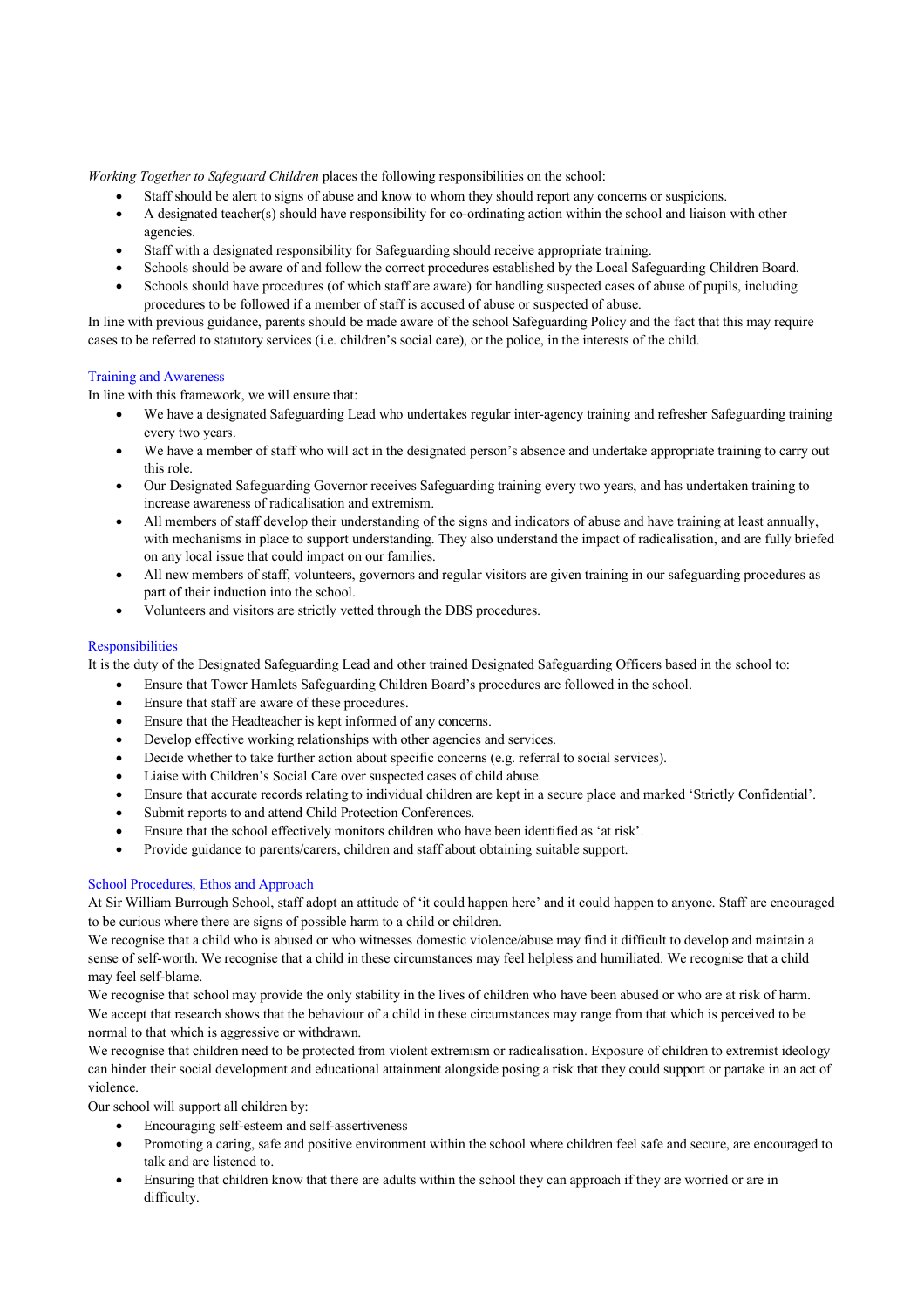*Working Together to Safeguard Children* places the following responsibilities on the school:

- Staff should be alert to signs of abuse and know to whom they should report any concerns or suspicions.
- A designated teacher(s) should have responsibility for co-ordinating action within the school and liaison with other agencies.
- Staff with a designated responsibility for Safeguarding should receive appropriate training.
- Schools should be aware of and follow the correct procedures established by the Local Safeguarding Children Board.
- Schools should have procedures (of which staff are aware) for handling suspected cases of abuse of pupils, including procedures to be followed if a member of staff is accused of abuse or suspected of abuse.

In line with previous guidance, parents should be made aware of the school Safeguarding Policy and the fact that this may require cases to be referred to statutory services (i.e. children's social care), or the police, in the interests of the child.

## Training and Awareness

In line with this framework, we will ensure that:

- We have a designated Safeguarding Lead who undertakes regular inter-agency training and refresher Safeguarding training every two years.
- We have a member of staff who will act in the designated person's absence and undertake appropriate training to carry out this role.
- Our Designated Safeguarding Governor receives Safeguarding training every two years, and has undertaken training to increase awareness of radicalisation and extremism.
- All members of staff develop their understanding of the signs and indicators of abuse and have training at least annually, with mechanisms in place to support understanding. They also understand the impact of radicalisation, and are fully briefed on any local issue that could impact on our families.
- All new members of staff, volunteers, governors and regular visitors are given training in our safeguarding procedures as part of their induction into the school.
- Volunteers and visitors are strictly vetted through the DBS procedures.

## Responsibilities

It is the duty of the Designated Safeguarding Lead and other trained Designated Safeguarding Officers based in the school to:

- Ensure that Tower Hamlets Safeguarding Children Board's procedures are followed in the school.
- Ensure that staff are aware of these procedures.
- Ensure that the Headteacher is kept informed of any concerns.
- Develop effective working relationships with other agencies and services.
- Decide whether to take further action about specific concerns (e.g. referral to social services).
- Liaise with Children's Social Care over suspected cases of child abuse.
- Ensure that accurate records relating to individual children are kept in a secure place and marked 'Strictly Confidential'.
- Submit reports to and attend Child Protection Conferences.
- Ensure that the school effectively monitors children who have been identified as 'at risk'.
- Provide guidance to parents/carers, children and staff about obtaining suitable support.

## School Procedures, Ethos and Approach

At Sir William Burrough School, staff adopt an attitude of 'it could happen here' and it could happen to anyone. Staff are encouraged to be curious where there are signs of possible harm to a child or children.

We recognise that a child who is abused or who witnesses domestic violence/abuse may find it difficult to develop and maintain a sense of self-worth. We recognise that a child in these circumstances may feel helpless and humiliated. We recognise that a child may feel self-blame.

We recognise that school may provide the only stability in the lives of children who have been abused or who are at risk of harm. We accept that research shows that the behaviour of a child in these circumstances may range from that which is perceived to be normal to that which is aggressive or withdrawn.

We recognise that children need to be protected from violent extremism or radicalisation. Exposure of children to extremist ideology can hinder their social development and educational attainment alongside posing a risk that they could support or partake in an act of violence.

Our school will support all children by:

- Encouraging self-esteem and self-assertiveness
- Promoting a caring, safe and positive environment within the school where children feel safe and secure, are encouraged to talk and are listened to.
- Ensuring that children know that there are adults within the school they can approach if they are worried or are in difficulty.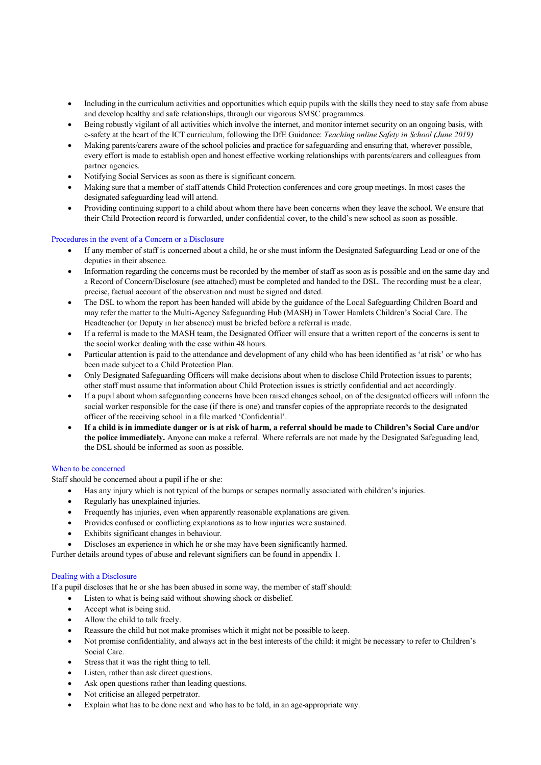- Including in the curriculum activities and opportunities which equip pupils with the skills they need to stay safe from abuse and develop healthy and safe relationships, through our vigorous SMSC programmes.
- Being robustly vigilant of all activities which involve the internet, and monitor internet security on an ongoing basis, with e-safety at the heart of the ICT curriculum, following the DfE Guidance: *Teaching online Safety in School (June 2019)*
- Making parents/carers aware of the school policies and practice for safeguarding and ensuring that, wherever possible, every effort is made to establish open and honest effective working relationships with parents/carers and colleagues from partner agencies.
- Notifying Social Services as soon as there is significant concern.
- Making sure that a member of staff attends Child Protection conferences and core group meetings. In most cases the designated safeguarding lead will attend.
- Providing continuing support to a child about whom there have been concerns when they leave the school. We ensure that their Child Protection record is forwarded, under confidential cover, to the child's new school as soon as possible.

## Procedures in the event of a Concern or a Disclosure

- If any member of staff is concerned about a child, he or she must inform the Designated Safeguarding Lead or one of the deputies in their absence.
- Information regarding the concerns must be recorded by the member of staff as soon as is possible and on the same day and a Record of Concern/Disclosure (see attached) must be completed and handed to the DSL. The recording must be a clear, precise, factual account of the observation and must be signed and dated.
- The DSL to whom the report has been handed will abide by the guidance of the Local Safeguarding Children Board and may refer the matter to the Multi-Agency Safeguarding Hub (MASH) in Tower Hamlets Children's Social Care. The Headteacher (or Deputy in her absence) must be briefed before a referral is made.
- If a referral is made to the MASH team, the Designated Officer will ensure that a written report of the concerns is sent to the social worker dealing with the case within 48 hours.
- Particular attention is paid to the attendance and development of any child who has been identified as 'at risk' or who has been made subject to a Child Protection Plan.
- Only Designated Safeguarding Officers will make decisions about when to disclose Child Protection issues to parents; other staff must assume that information about Child Protection issues is strictly confidential and act accordingly.
- If a pupil about whom safeguarding concerns have been raised changes school, on of the designated officers will inform the social worker responsible for the case (if there is one) and transfer copies of the appropriate records to the designated officer of the receiving school in a file marked 'Confidential'.
- **If a child is in immediate danger or is at risk of harm, a referral should be made to Children's Social Care and/or the police immediately.** Anyone can make a referral. Where referrals are not made by the Designated Safeguading lead, the DSL should be informed as soon as possible.

## When to be concerned

Staff should be concerned about a pupil if he or she:

- Has any injury which is not typical of the bumps or scrapes normally associated with children's injuries.
- Regularly has unexplained injuries.
- Frequently has injuries, even when apparently reasonable explanations are given.
- Provides confused or conflicting explanations as to how injuries were sustained.
- Exhibits significant changes in behaviour.
- Discloses an experience in which he or she may have been significantly harmed.

Further details around types of abuse and relevant signifiers can be found in appendix 1.

## Dealing with a Disclosure

If a pupil discloses that he or she has been abused in some way, the member of staff should:

- Listen to what is being said without showing shock or disbelief.
- Accept what is being said.
- Allow the child to talk freely.
- Reassure the child but not make promises which it might not be possible to keep.
- Not promise confidentiality, and always act in the best interests of the child: it might be necessary to refer to Children's Social Care.
- Stress that it was the right thing to tell.
- Listen, rather than ask direct questions.
- Ask open questions rather than leading questions.
- Not criticise an alleged perpetrator.
- Explain what has to be done next and who has to be told, in an age-appropriate way.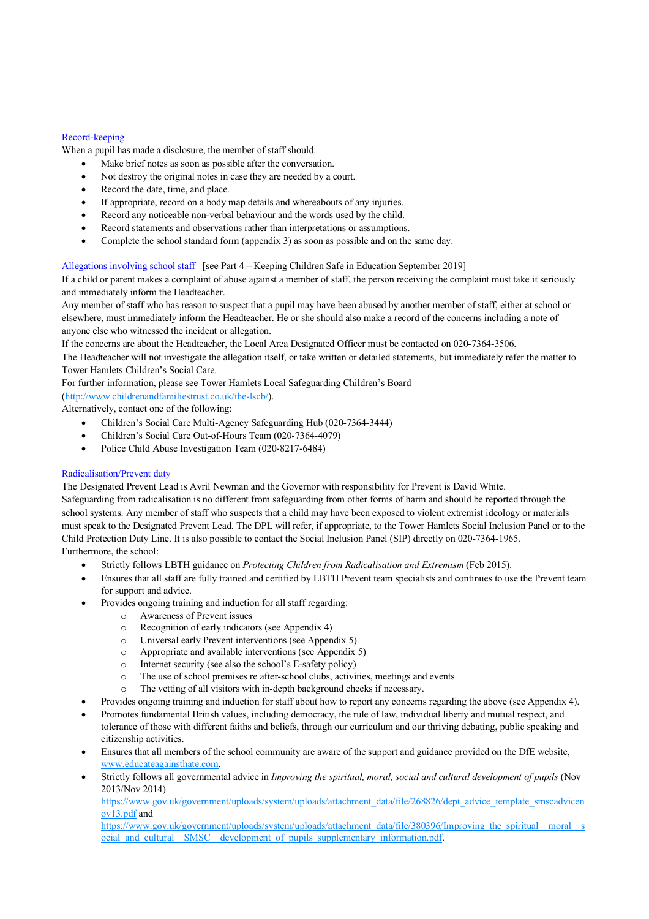## Record-keeping

When a pupil has made a disclosure, the member of staff should:

- Make brief notes as soon as possible after the conversation.
- Not destroy the original notes in case they are needed by a court.
- Record the date, time, and place.
- If appropriate, record on a body map details and whereabouts of any injuries.
- Record any noticeable non-verbal behaviour and the words used by the child.
- Record statements and observations rather than interpretations or assumptions.
- Complete the school standard form (appendix 3) as soon as possible and on the same day.

## Allegations involving school staff

[see Part 4 – Keeping Children Safe in Education September 2019]

If a child or parent makes a complaint of abuse against a member of staff, the person receiving the complaint must take it seriously and immediately inform the Headteacher.

Any member of staff who has reason to suspect that a pupil may have been abused by another member of staff, either at school or elsewhere, must immediately inform the Headteacher. He or she should also make a record of the concerns including a note of anyone else who witnessed the incident or allegation.

If the concerns are about the Headteacher, the Local Area Designated Officer must be contacted on 020-7364-3506.

The Headteacher will not investigate the allegation itself, or take written or detailed statements, but immediately refer the matter to Tower Hamlets Children's Social Care.

For further information, please see Tower Hamlets Local Safeguarding Children's Board (http://www.childrenandfamiliestrust.co.uk/the-lscb/).

Alternatively, contact one of the following:

- Children's Social Care Multi-Agency Safeguarding Hub (020-7364-3444)
- Children's Social Care Out-of-Hours Team (020-7364-4079)
- Police Child Abuse Investigation Team (020-8217-6484)

## Radicalisation/Prevent duty

The Designated Prevent Lead is Avril Newman and the Governor with responsibility for Prevent is David White.

Safeguarding from radicalisation is no different from safeguarding from other forms of harm and should be reported through the school systems. Any member of staff who suspects that a child may have been exposed to violent extremist ideology or materials must speak to the Designated Prevent Lead. The DPL will refer, if appropriate, to the Tower Hamlets Social Inclusion Panel or to the Child Protection Duty Line. It is also possible to contact the Social Inclusion Panel (SIP) directly on 020-7364-1965.

Furthermore, the school:

- Strictly follows LBTH guidance on *Protecting Children from Radicalisation and Extremism* (Feb 2015).
- Ensures that all staff are fully trained and certified by LBTH Prevent team specialists and continues to use the Prevent team for support and advice.
- Provides ongoing training and induction for all staff regarding:
  - Awareness of Prevent issues
  - Recognition of early indicators (see Appendix 4)
  - Universal early Prevent interventions (see Appendix 5)
  - Appropriate and available interventions (see Appendix 5)
  - Internet security (see also the school's E-safety policy)
  - The use of school premises re after-school clubs, activities, meetings and events
  - The vetting of all visitors with in-depth background checks if necessary.
- Provides ongoing training and induction for staff about how to report any concerns regarding the above (see Appendix 4).
- Promotes fundamental British values, including democracy, the rule of law, individual liberty and mutual respect, and tolerance of those with different faiths and beliefs, through our curriculum and our thriving debating, public speaking and citizenship activities.
- Ensures that all members of the school community are aware of the support and guidance provided on the DfE website, www.educateagainsthate.com.
- Strictly follows all governmental advice in *Improving the spiritual, moral, social and cultural development of pupils* (Nov 2013/Nov 2014) https://www.gov.uk/government/uploads/system/uploads/attachment_data/file/268826/dept_advice_template_smscadvicenov13.pdf and https://www.gov.uk/government/uploads/system/uploads/attachment_data/file/380396/Improving_the_spiritual__moral__social_and_cultural__SMSC__development_of_pupils_supplementary_information.pdf.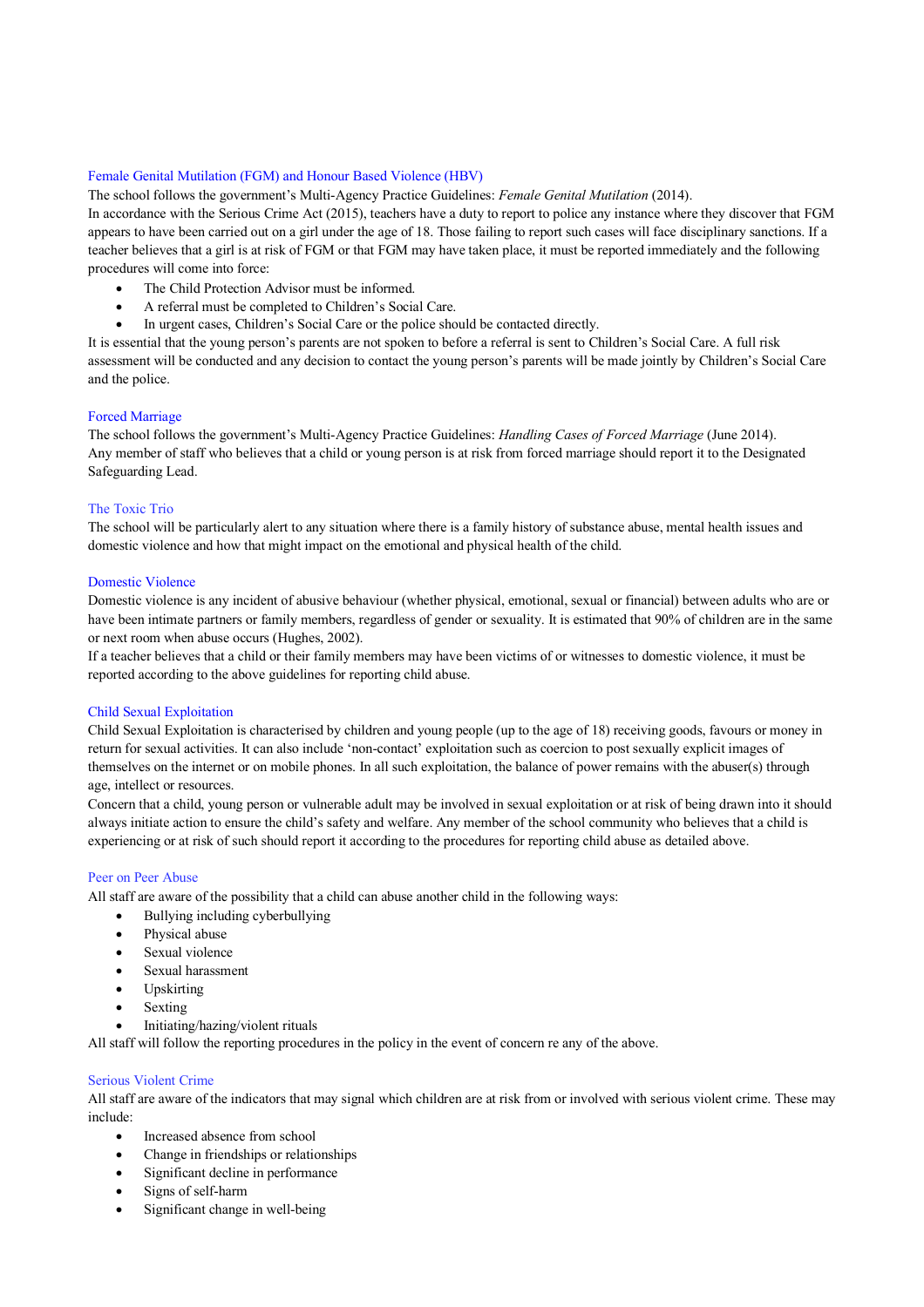## Female Genital Mutilation (FGM) and Honour Based Violence (HBV)

The school follows the government's Multi-Agency Practice Guidelines: *Female Genital Mutilation* (2014).

In accordance with the Serious Crime Act (2015), teachers have a duty to report to police any instance where they discover that FGM appears to have been carried out on a girl under the age of 18. Those failing to report such cases will face disciplinary sanctions. If a teacher believes that a girl is at risk of FGM or that FGM may have taken place, it must be reported immediately and the following procedures will come into force:

- The Child Protection Advisor must be informed.
- A referral must be completed to Children's Social Care.
- In urgent cases, Children's Social Care or the police should be contacted directly.

It is essential that the young person's parents are not spoken to before a referral is sent to Children's Social Care. A full risk assessment will be conducted and any decision to contact the young person's parents will be made jointly by Children's Social Care and the police.

## Forced Marriage

The school follows the government's Multi-Agency Practice Guidelines: *Handling Cases of Forced Marriage* (June 2014).

Any member of staff who believes that a child or young person is at risk from forced marriage should report it to the Designated Safeguarding Lead.

## The Toxic Trio

The school will be particularly alert to any situation where there is a family history of substance abuse, mental health issues and domestic violence and how that might impact on the emotional and physical health of the child.

## Domestic Violence

Domestic violence is any incident of abusive behaviour (whether physical, emotional, sexual or financial) between adults who are or have been intimate partners or family members, regardless of gender or sexuality. It is estimated that 90% of children are in the same or next room when abuse occurs (Hughes, 2002).

If a teacher believes that a child or their family members may have been victims of or witnesses to domestic violence, it must be reported according to the above guidelines for reporting child abuse.

## Child Sexual Exploitation

Child Sexual Exploitation is characterised by children and young people (up to the age of 18) receiving goods, favours or money in return for sexual activities. It can also include 'non-contact' exploitation such as coercion to post sexually explicit images of themselves on the internet or on mobile phones. In all such exploitation, the balance of power remains with the abuser(s) through age, intellect or resources.

Concern that a child, young person or vulnerable adult may be involved in sexual exploitation or at risk of being drawn into it should always initiate action to ensure the child's safety and welfare. Any member of the school community who believes that a child is experiencing or at risk of such should report it according to the procedures for reporting child abuse as detailed above.

## Peer on Peer Abuse

All staff are aware of the possibility that a child can abuse another child in the following ways:

- Bullying including cyberbullying
- Physical abuse
- Sexual violence
- Sexual harassment
- Upskirting
- Sexting
- Initiating/hazing/violent rituals

All staff will follow the reporting procedures in the policy in the event of concern re any of the above.

## Serious Violent Crime

All staff are aware of the indicators that may signal which children are at risk from or involved with serious violent crime. These may include:

- Increased absence from school
- Change in friendships or relationships
- Significant decline in performance
- Signs of self-harm
- Significant change in well-being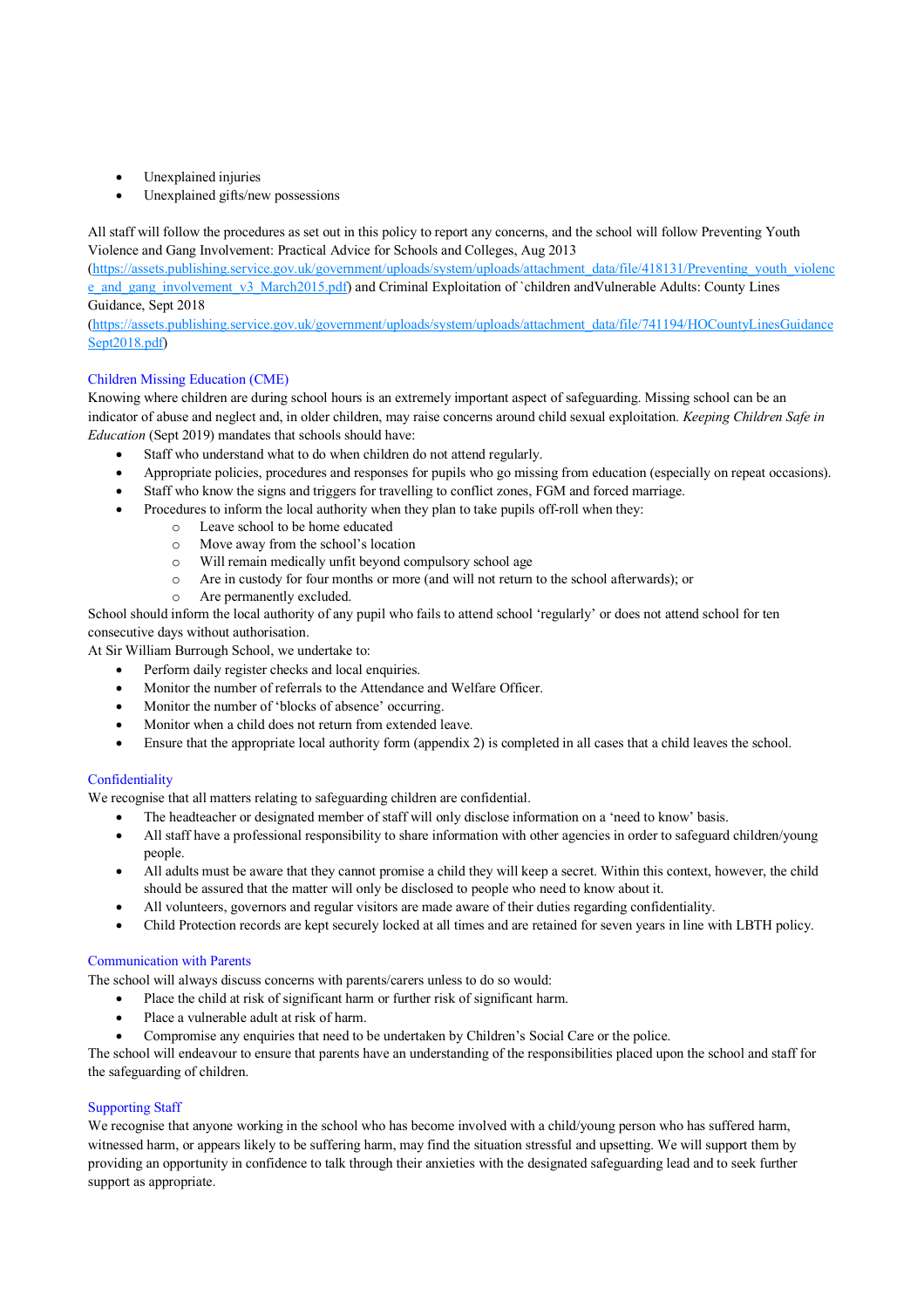- Unexplained injuries
- Unexplained gifts/new possessions

All staff will follow the procedures as set out in this policy to report any concerns, and the school will follow Preventing Youth Violence and Gang Involvement: Practical Advice for Schools and Colleges, Aug 2013 (https://assets.publishing.service.gov.uk/government/uploads/system/uploads/attachment_data/file/418131/Preventing_youth_violence_and_gang_involvement_v3_March2015.pdf) and Criminal Exploitation of `children andVulnerable Adults: County Lines Guidance, Sept 2018 (https://assets.publishing.service.gov.uk/government/uploads/system/uploads/attachment_data/file/741194/HOCountyLinesGuidanceSept2018.pdf)

## Children Missing Education (CME)

Knowing where children are during school hours is an extremely important aspect of safeguarding. Missing school can be an indicator of abuse and neglect and, in older children, may raise concerns around child sexual exploitation. *Keeping Children Safe in Education* (Sept 2019) mandates that schools should have:

- Staff who understand what to do when children do not attend regularly.
- Appropriate policies, procedures and responses for pupils who go missing from education (especially on repeat occasions).
- Staff who know the signs and triggers for travelling to conflict zones, FGM and forced marriage.
- Procedures to inform the local authority when they plan to take pupils off-roll when they:
  - Leave school to be home educated
  - Move away from the school's location
  - Will remain medically unfit beyond compulsory school age
  - Are in custody for four months or more (and will not return to the school afterwards); or
  - Are permanently excluded.

School should inform the local authority of any pupil who fails to attend school 'regularly' or does not attend school for ten consecutive days without authorisation.

At Sir William Burrough School, we undertake to:

- Perform daily register checks and local enquiries.
- Monitor the number of referrals to the Attendance and Welfare Officer.
- Monitor the number of 'blocks of absence' occurring.
- Monitor when a child does not return from extended leave.
- Ensure that the appropriate local authority form (appendix 2) is completed in all cases that a child leaves the school.

## Confidentiality

We recognise that all matters relating to safeguarding children are confidential.

- The headteacher or designated member of staff will only disclose information on a 'need to know' basis.
- All staff have a professional responsibility to share information with other agencies in order to safeguard children/young people.
- All adults must be aware that they cannot promise a child they will keep a secret. Within this context, however, the child should be assured that the matter will only be disclosed to people who need to know about it.
- All volunteers, governors and regular visitors are made aware of their duties regarding confidentiality.
- Child Protection records are kept securely locked at all times and are retained for seven years in line with LBTH policy.

## Communication with Parents

The school will always discuss concerns with parents/carers unless to do so would:

- Place the child at risk of significant harm or further risk of significant harm.
- Place a vulnerable adult at risk of harm.
- Compromise any enquiries that need to be undertaken by Children's Social Care or the police.

The school will endeavour to ensure that parents have an understanding of the responsibilities placed upon the school and staff for the safeguarding of children.

## Supporting Staff

We recognise that anyone working in the school who has become involved with a child/young person who has suffered harm, witnessed harm, or appears likely to be suffering harm, may find the situation stressful and upsetting. We will support them by providing an opportunity in confidence to talk through their anxieties with the designated safeguarding lead and to seek further support as appropriate.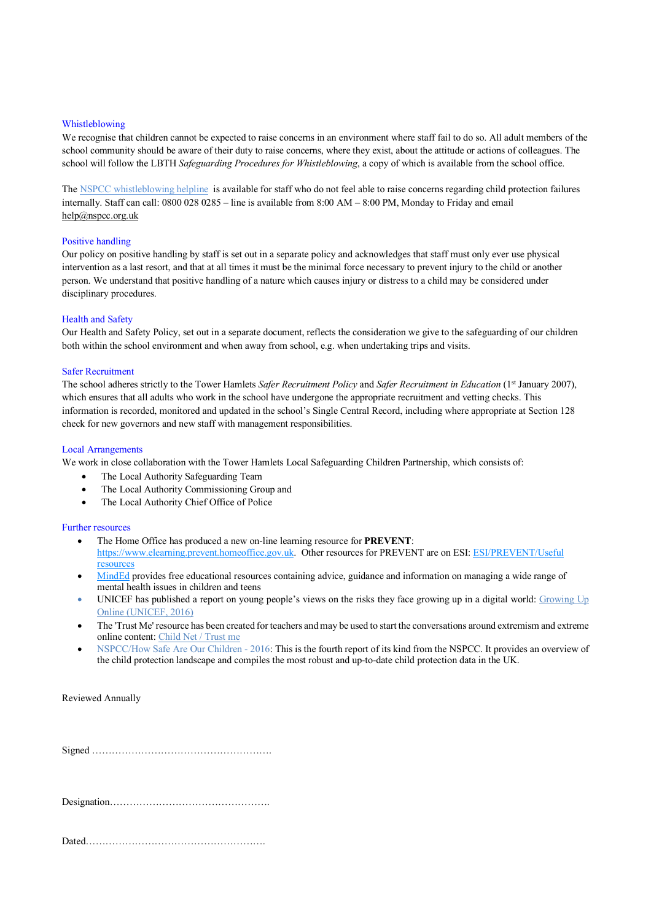## Whistleblowing

We recognise that children cannot be expected to raise concerns in an environment where staff fail to do so. All adult members of the school community should be aware of their duty to raise concerns, where they exist, about the attitude or actions of colleagues. The school will follow the LBTH *Safeguarding Procedures for Whistleblowing*, a copy of which is available from the school office.

The NSPCC whistleblowing helpline is available for staff who do not feel able to raise concerns regarding child protection failures internally. Staff can call: 0800 028 0285 – line is available from 8:00 AM – 8:00 PM, Monday to Friday and email help@nspcc.org.uk

## Positive handling

Our policy on positive handling by staff is set out in a separate policy and acknowledges that staff must only ever use physical intervention as a last resort, and that at all times it must be the minimal force necessary to prevent injury to the child or another person. We understand that positive handling of a nature which causes injury or distress to a child may be considered under disciplinary procedures.

## Health and Safety

Our Health and Safety Policy, set out in a separate document, reflects the consideration we give to the safeguarding of our children both within the school environment and when away from school, e.g. when undertaking trips and visits.

## Safer Recruitment

The school adheres strictly to the Tower Hamlets *Safer Recruitment Policy* and *Safer Recruitment in Education* (1st January 2007), which ensures that all adults who work in the school have undergone the appropriate recruitment and vetting checks. This information is recorded, monitored and updated in the school's Single Central Record, including where appropriate at Section 128 check for new governors and new staff with management responsibilities.

## Local Arrangements

We work in close collaboration with the Tower Hamlets Local Safeguarding Children Partnership, which consists of:

- The Local Authority Safeguarding Team
- The Local Authority Commissioning Group and
- The Local Authority Chief Office of Police

## Further resources

- The Home Office has produced a new on-line learning resource for **PREVENT**: https://www.elearning.prevent.homeoffice.gov.uk. Other resources for PREVENT are on ESI: ESI/PREVENT/Useful resources
- MindEd provides free educational resources containing advice, guidance and information on managing a wide range of mental health issues in children and teens
- UNICEF has published a report on young people's views on the risks they face growing up in a digital world: Growing Up Online (UNICEF, 2016)
- The 'Trust Me' resource has been created for teachers and may be used to start the conversations around extremism and extreme online content: Child Net / Trust me
- NSPCC/How Safe Are Our Children - 2016: This is the fourth report of its kind from the NSPCC. It provides an overview of the child protection landscape and compiles the most robust and up-to-date child protection data in the UK.

Reviewed Annually

Signed ………………………………………………

Designation…………………………………………

Dated………………………………………………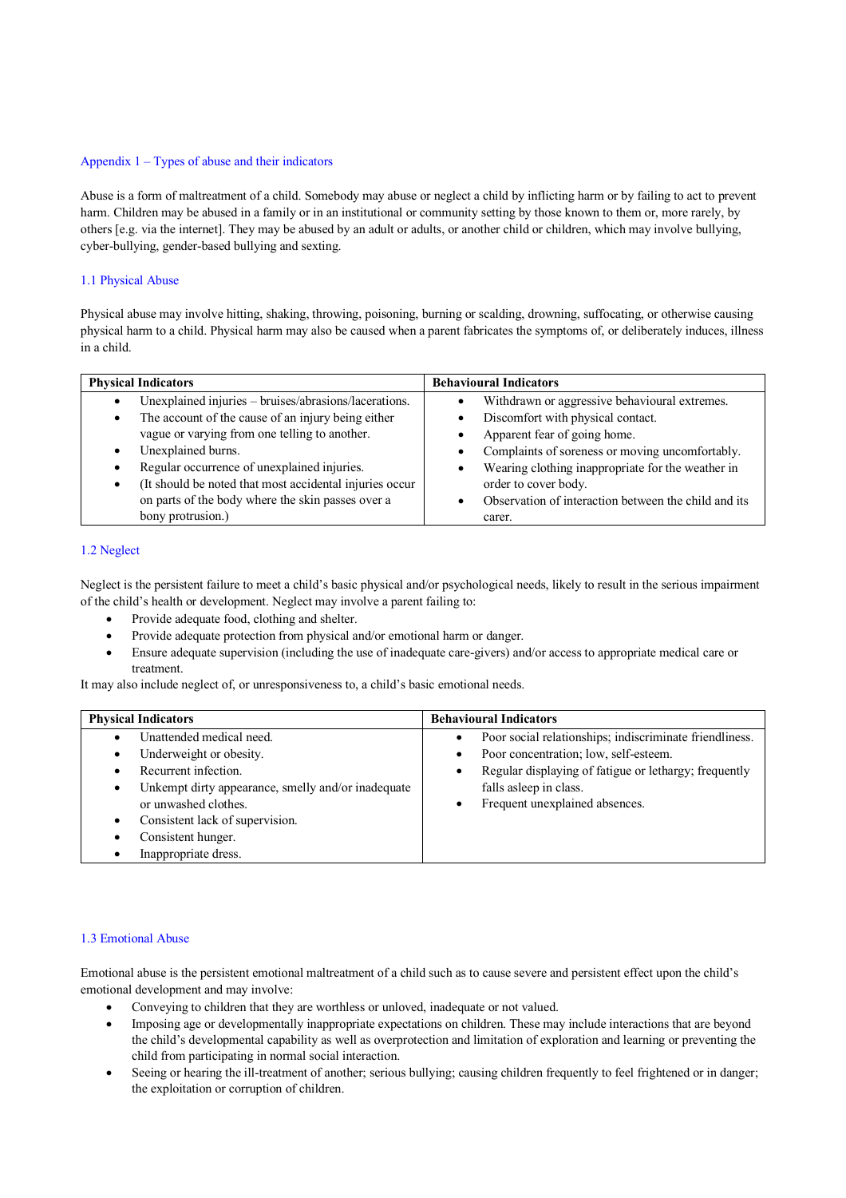## Appendix 1 – Types of abuse and their indicators

Abuse is a form of maltreatment of a child. Somebody may abuse or neglect a child by inflicting harm or by failing to act to prevent harm. Children may be abused in a family or in an institutional or community setting by those known to them or, more rarely, by others [e.g. via the internet]. They may be abused by an adult or adults, or another child or children, which may involve bullying, cyber-bullying, gender-based bullying and sexting.

### 1.1 Physical Abuse

Physical abuse may involve hitting, shaking, throwing, poisoning, burning or scalding, drowning, suffocating, or otherwise causing physical harm to a child. Physical harm may also be caused when a parent fabricates the symptoms of, or deliberately induces, illness in a child.

| Physical Indicators | Behavioural Indicators |
|---|---|
| • Unexplained injuries – bruises/abrasions/lacerations.<br>• The account of the cause of an injury being either vague or varying from one telling to another.<br>• Unexplained burns.<br>• Regular occurrence of unexplained injuries.<br>• (It should be noted that most accidental injuries occur on parts of the body where the skin passes over a bony protrusion.) | • Withdrawn or aggressive behavioural extremes.<br>• Discomfort with physical contact.<br>• Apparent fear of going home.<br>• Complaints of soreness or moving uncomfortably.<br>• Wearing clothing inappropriate for the weather in order to cover body.<br>• Observation of interaction between the child and its carer. |

### 1.2 Neglect

Neglect is the persistent failure to meet a child's basic physical and/or psychological needs, likely to result in the serious impairment of the child's health or development. Neglect may involve a parent failing to:

- Provide adequate food, clothing and shelter.
- Provide adequate protection from physical and/or emotional harm or danger.
- Ensure adequate supervision (including the use of inadequate care-givers) and/or access to appropriate medical care or treatment.

It may also include neglect of, or unresponsiveness to, a child's basic emotional needs.

| Physical Indicators | Behavioural Indicators |
|---|---|
| • Unattended medical need.<br>• Underweight or obesity.<br>• Recurrent infection.<br>• Unkempt dirty appearance, smelly and/or inadequate or unwashed clothes.<br>• Consistent lack of supervision.<br>• Consistent hunger.<br>• Inappropriate dress. | • Poor social relationships; indiscriminate friendliness.<br>• Poor concentration; low, self-esteem.<br>• Regular displaying of fatigue or lethargy; frequently falls asleep in class.<br>• Frequent unexplained absences. |

### 1.3 Emotional Abuse

Emotional abuse is the persistent emotional maltreatment of a child such as to cause severe and persistent effect upon the child's emotional development and may involve:

- Conveying to children that they are worthless or unloved, inadequate or not valued.
- Imposing age or developmentally inappropriate expectations on children. These may include interactions that are beyond the child's developmental capability as well as overprotection and limitation of exploration and learning or preventing the child from participating in normal social interaction.
- Seeing or hearing the ill-treatment of another; serious bullying; causing children frequently to feel frightened or in danger; the exploitation or corruption of children.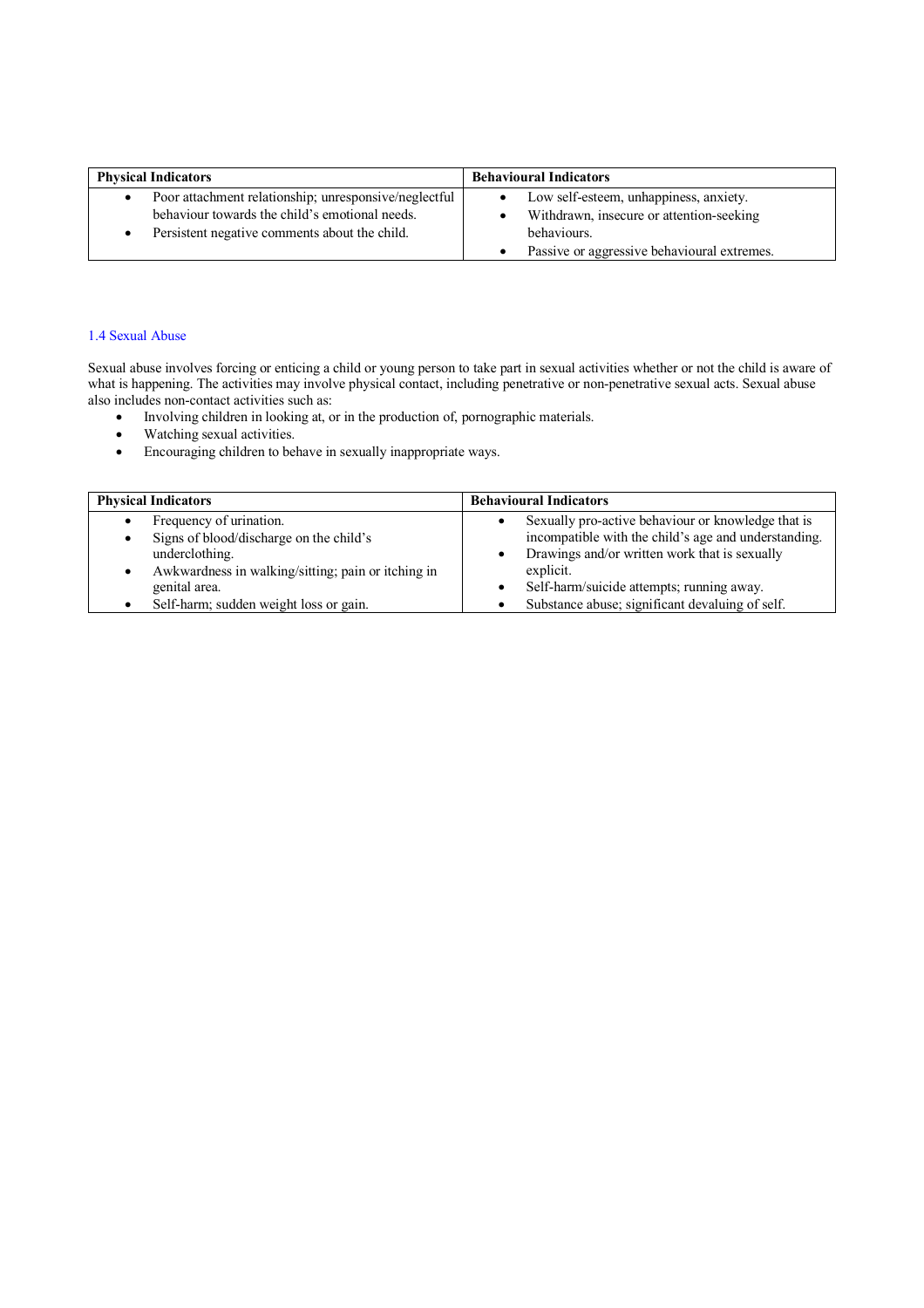| Physical Indicators | Behavioural Indicators |
|---|---|
| • Poor attachment relationship; unresponsive/neglectful behaviour towards the child's emotional needs.<br>• Persistent negative comments about the child. | • Low self-esteem, unhappiness, anxiety.<br>• Withdrawn, insecure or attention-seeking behaviours.<br>• Passive or aggressive behavioural extremes. |

### 1.4 Sexual Abuse

Sexual abuse involves forcing or enticing a child or young person to take part in sexual activities whether or not the child is aware of what is happening. The activities may involve physical contact, including penetrative or non-penetrative sexual acts. Sexual abuse also includes non-contact activities such as:

- Involving children in looking at, or in the production of, pornographic materials.
- Watching sexual activities.
- Encouraging children to behave in sexually inappropriate ways.

| Physical Indicators | Behavioural Indicators |
|---|---|
| • Frequency of urination.<br>• Signs of blood/discharge on the child's underclothing.<br>• Awkwardness in walking/sitting; pain or itching in genital area.<br>• Self-harm; sudden weight loss or gain. | • Sexually pro-active behaviour or knowledge that is incompatible with the child's age and understanding.<br>• Drawings and/or written work that is sexually explicit.<br>• Self-harm/suicide attempts; running away.<br>• Substance abuse; significant devaluing of self. |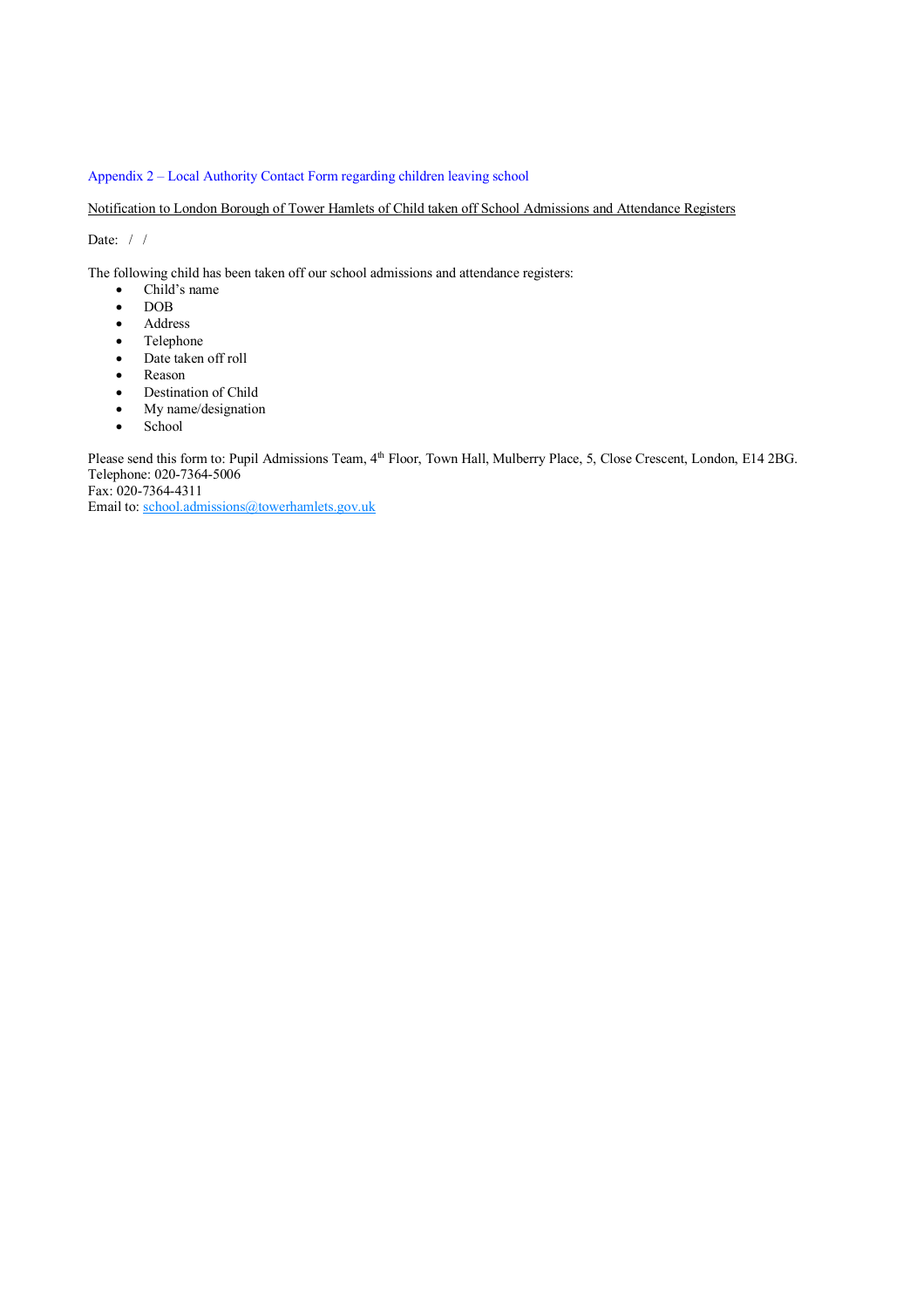## Appendix 2 – Local Authority Contact Form regarding children leaving school

Notification to London Borough of Tower Hamlets of Child taken off School Admissions and Attendance Registers

Date: / /

The following child has been taken off our school admissions and attendance registers:

- Child's name
- DOB
- Address
- Telephone
- Date taken off roll
- Reason
- Destination of Child
- My name/designation
- School

Please send this form to: Pupil Admissions Team, 4th Floor, Town Hall, Mulberry Place, 5, Close Crescent, London, E14 2BG.
Telephone: 020-7364-5006
Fax: 020-7364-4311
Email to: school.admissions@towerhamlets.gov.uk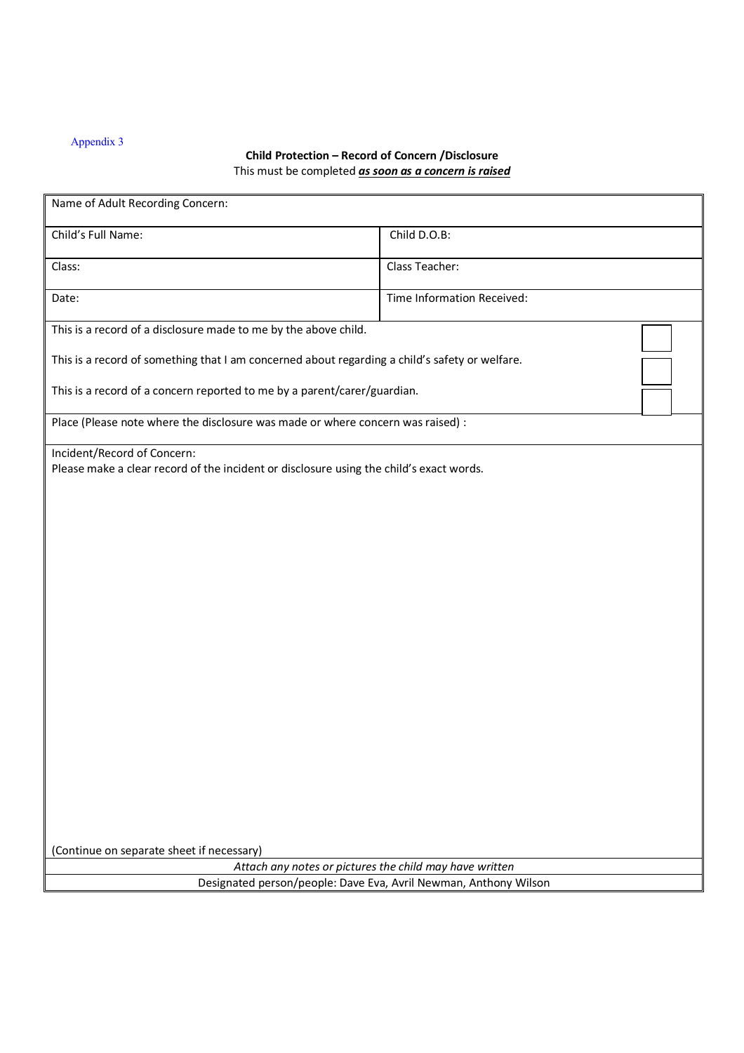Appendix 3

**Child Protection – Record of Concern /Disclosure**

This must be completed ***as soon as a concern is raised***

| Name of Adult Recording Concern: | |
|---|---|
| Child's Full Name: | Child D.O.B: |
| Class: | Class Teacher: |
| Date: | Time Information Received: |

| | |
|---|---|
| This is a record of a disclosure made to me by the above child. | ☐ |
| This is a record of something that I am concerned about regarding a child's safety or welfare. | ☐ |
| This is a record of a concern reported to me by a parent/carer/guardian. | ☐ |

Place (Please note where the disclosure was made or where concern was raised) :

Incident/Record of Concern:

Please make a clear record of the incident or disclosure using the child's exact words.

(Continue on separate sheet if necessary)

*Attach any notes or pictures the child may have written*

Designated person/people: Dave Eva, Avril Newman, Anthony Wilson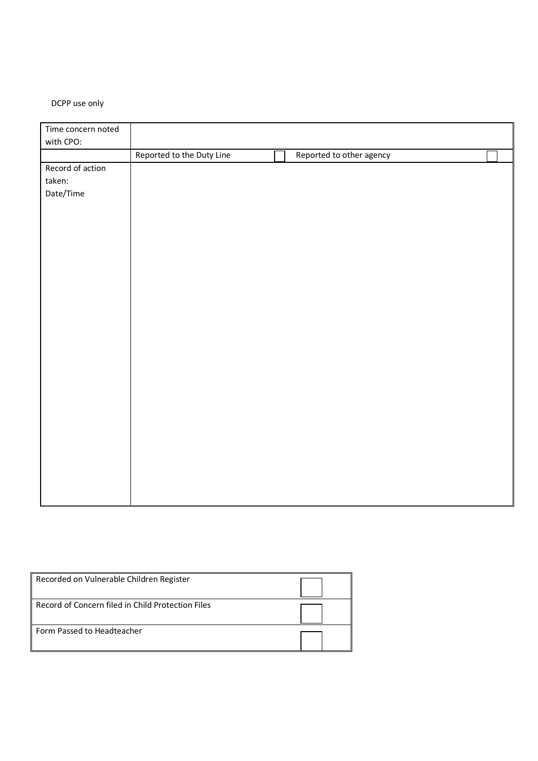DCPP use only

| Time concern noted with CPO: | | |
|---|---|---|
| | Reported to the Duty Line ☐ | Reported to other agency ☐ |
| Record of action taken: Date/Time | | |

| Recorded on Vulnerable Children Register | ☐ |
|---|---|
| Record of Concern filed in Child Protection Files | ☐ |
| Form Passed to Headteacher | ☐ |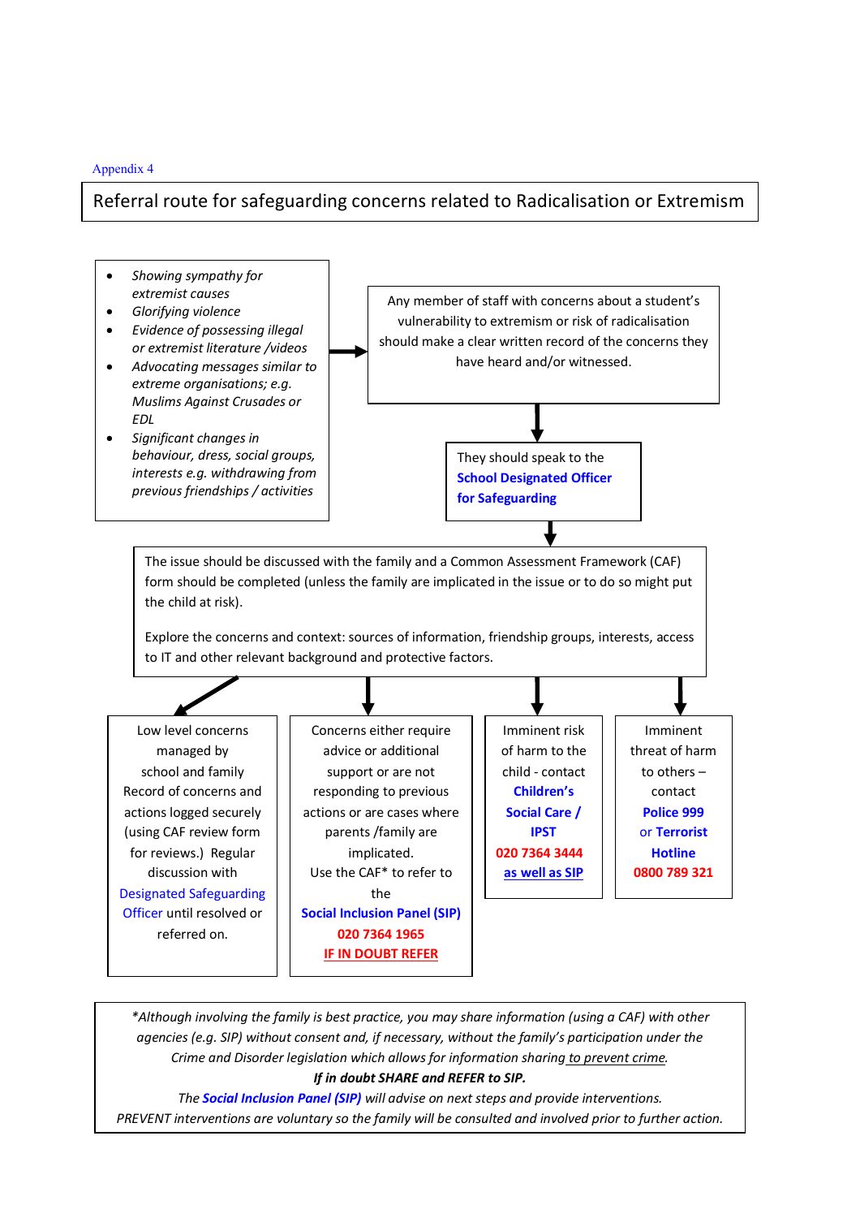Appendix 4

# Referral route for safeguarding concerns related to Radicalisation or Extremism

- *Showing sympathy for extremist causes*
- *Glorifying violence*
- *Evidence of possessing illegal or extremist literature /videos*
- *Advocating messages similar to extreme organisations; e.g. Muslims Against Crusades or EDL*
- *Significant changes in behaviour, dress, social groups, interests e.g. withdrawing from previous friendships / activities*

→

Any member of staff with concerns about a student's vulnerability to extremism or risk of radicalisation should make a clear written record of the concerns they have heard and/or witnessed.

↓

They should speak to the **School Designated Officer for Safeguarding**

↓

The issue should be discussed with the family and a Common Assessment Framework (CAF) form should be completed (unless the family are implicated in the issue or to do so might put the child at risk).

Explore the concerns and context: sources of information, friendship groups, interests, access to IT and other relevant background and protective factors.

↓

| Low level concerns | Require advice/support | Imminent risk to child | Imminent threat to others |
|---|---|---|---|
| Low level concerns managed by school and family Record of concerns and actions logged securely (using CAF review form for reviews.) Regular discussion with Designated Safeguarding Officer until resolved or referred on. | Concerns either require advice or additional support or are not responding to previous actions or are cases where parents /family are implicated. Use the CAF* to refer to the **Social Inclusion Panel (SIP)** **020 7364 1965** **IF IN DOUBT REFER** | Imminent risk of harm to the child - contact **Children's Social Care / IPST** **020 7364 3444** **as well as SIP** | Imminent threat of harm to others – contact **Police 999** or **Terrorist Hotline** **0800 789 321** |

*\*Although involving the family is best practice, you may share information (using a CAF) with other agencies (e.g. SIP) without consent and, if necessary, without the family's participation under the Crime and Disorder legislation which allows for information sharing to prevent crime.*

***If in doubt SHARE and REFER to SIP.***

*The **Social Inclusion Panel (SIP)** will advise on next steps and provide interventions.*

*PREVENT interventions are voluntary so the family will be consulted and involved prior to further action.*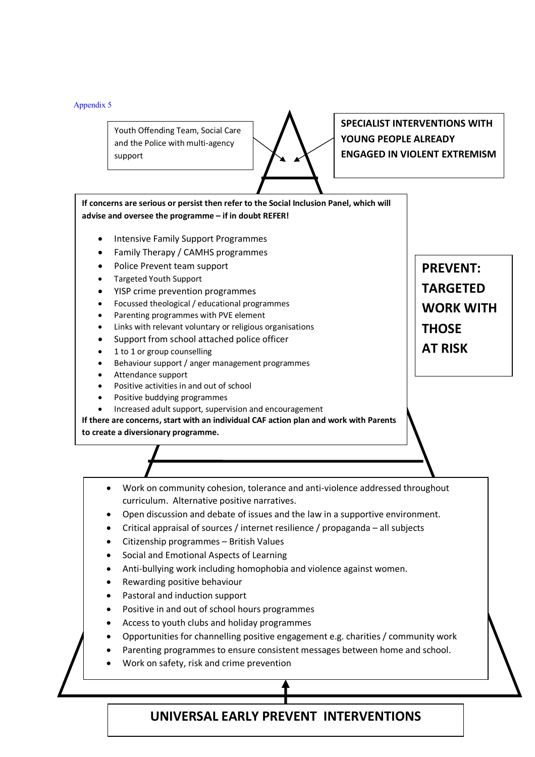Appendix 5

Youth Offending Team, Social Care and the Police with multi-agency support

**SPECIALIST INTERVENTIONS WITH YOUNG PEOPLE ALREADY ENGAGED IN VIOLENT EXTREMISM**

**If concerns are serious or persist then refer to the Social Inclusion Panel, which will advise and oversee the programme – if in doubt REFER!**

- Intensive Family Support Programmes
- Family Therapy / CAMHS programmes
- Police Prevent team support
- Targeted Youth Support
- YISP crime prevention programmes
- Focussed theological / educational programmes
- Parenting programmes with PVE element
- Links with relevant voluntary or religious organisations
- Support from school attached police officer
- 1 to 1 or group counselling
- Behaviour support / anger management programmes
- Attendance support
- Positive activities in and out of school
- Positive buddying programmes
- Increased adult support, supervision and encouragement

**If there are concerns, start with an individual CAF action plan and work with Parents to create a diversionary programme.**

**PREVENT: TARGETED WORK WITH THOSE AT RISK**

- Work on community cohesion, tolerance and anti-violence addressed throughout curriculum. Alternative positive narratives.
- Open discussion and debate of issues and the law in a supportive environment.
- Critical appraisal of sources / internet resilience / propaganda – all subjects
- Citizenship programmes – British Values
- Social and Emotional Aspects of Learning
- Anti-bullying work including homophobia and violence against women.
- Rewarding positive behaviour
- Pastoral and induction support
- Positive in and out of school hours programmes
- Access to youth clubs and holiday programmes
- Opportunities for channelling positive engagement e.g. charities / community work
- Parenting programmes to ensure consistent messages between home and school.
- Work on safety, risk and crime prevention

**UNIVERSAL EARLY PREVENT INTERVENTIONS**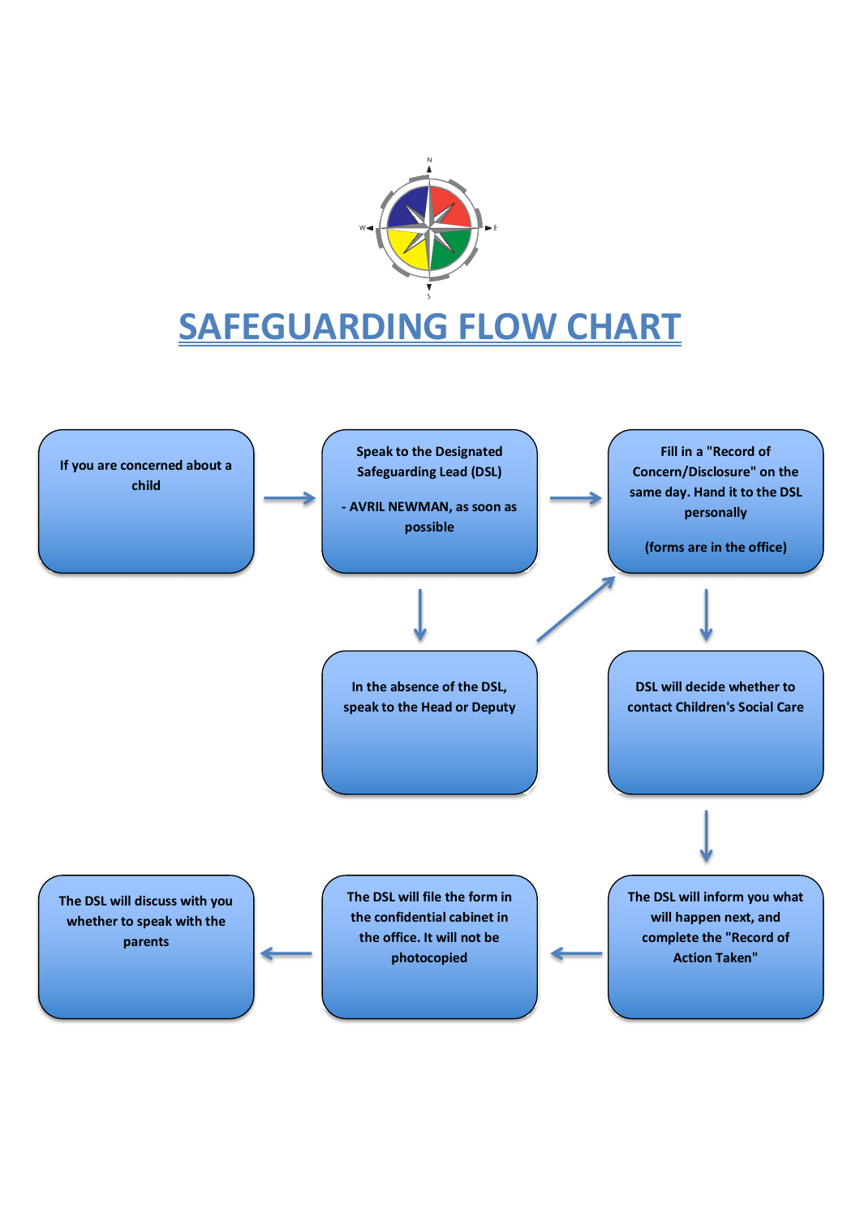# SAFEGUARDING FLOW CHART

If you are concerned about a child

Speak to the Designated Safeguarding Lead (DSL)

- AVRIL NEWMAN, as soon as possible

Fill in a "Record of Concern/Disclosure" on the same day. Hand it to the DSL personally

(forms are in the office)

In the absence of the DSL, speak to the Head or Deputy

DSL will decide whether to contact Children's Social Care

The DSL will inform you what will happen next, and complete the "Record of Action Taken"

The DSL will file the form in the confidential cabinet in the office. It will not be photocopied

The DSL will discuss with you whether to speak with the parents